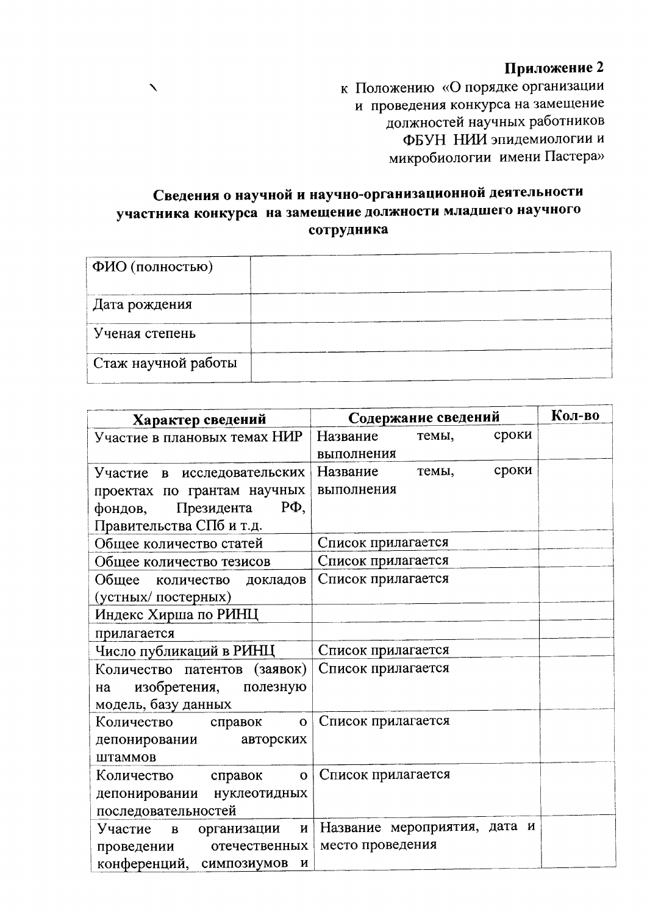**Приложение 2**
к Положению «О порядке организации и проведения конкурса на замещение должностей научных работников ФБУН НИИ эпидемиологии и микробиологии имени Пастера»

**Сведения о научной и научно-организационной деятельности участника конкурса на замещение должности младшего научного сотрудника**

| ФИО (полностью) | |
|---|---|
| Дата рождения | |
| Ученая степень | |
| Стаж научной работы | |

| Характер сведений | Содержание сведений | Кол-во |
|---|---|---|
| Участие в плановых темах НИР | Название темы, сроки выполнения | |
| Участие в исследовательских проектах по грантам научных фондов, Президента РФ, Правительства СПб и т.д. | Название темы, сроки выполнения | |
| Общее количество статей | Список прилагается | |
| Общее количество тезисов | Список прилагается | |
| Общее количество докладов (устных/ постерных) | Список прилагается | |
| Индекс Хирша по РИНЦ | | |
| прилагается | | |
| Число публикаций в РИНЦ | Список прилагается | |
| Количество патентов (заявок) на изобретения, полезную модель, базу данных | Список прилагается | |
| Количество справок о депонировании авторских штаммов | Список прилагается | |
| Количество справок о депонировании нуклеотидных последовательностей | Список прилагается | |
| Участие в организации и проведении отечественных конференций, симпозиумов и | Название мероприятия, дата и место проведения | |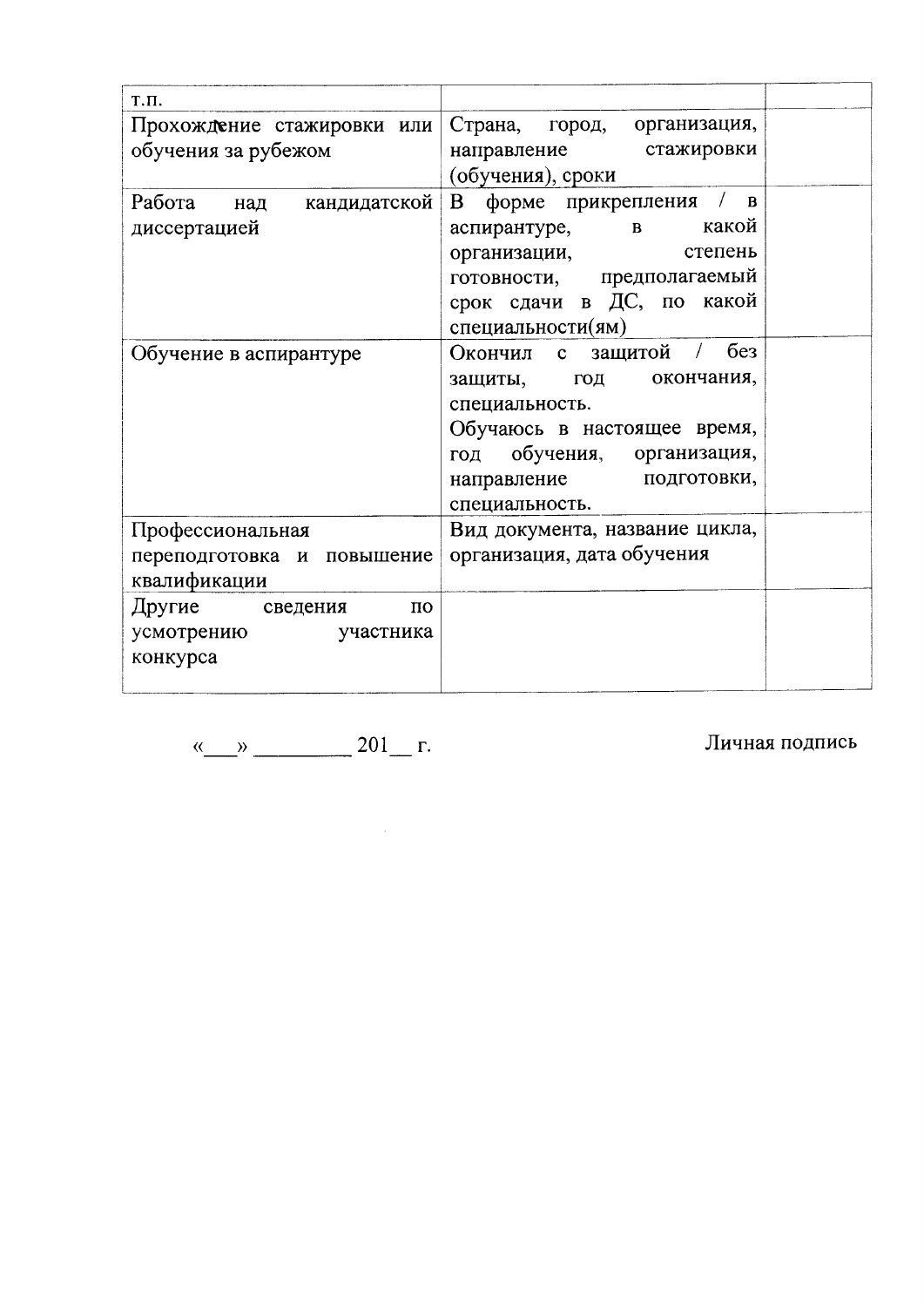| | | |
|---|---|---|
| т.п. | | |
| Прохождение стажировки или обучения за рубежом | Страна, город, организация, направление стажировки (обучения), сроки | |
| Работа над кандидатской диссертацией | В форме прикрепления / в аспирантуре, в какой организации, степень готовности, предполагаемый срок сдачи в ДС, по какой специальности(ям) | |
| Обучение в аспирантуре | Окончил с защитой / без защиты, год окончания, специальность. Обучаюсь в настоящее время, год обучения, организация, направление подготовки, специальность. | |
| Профессиональная переподготовка и повышение квалификации | Вид документа, название цикла, организация, дата обучения | |
| Другие сведения по усмотрению участника конкурса | | |

«___» _________ 201__ г.

Личная подпись